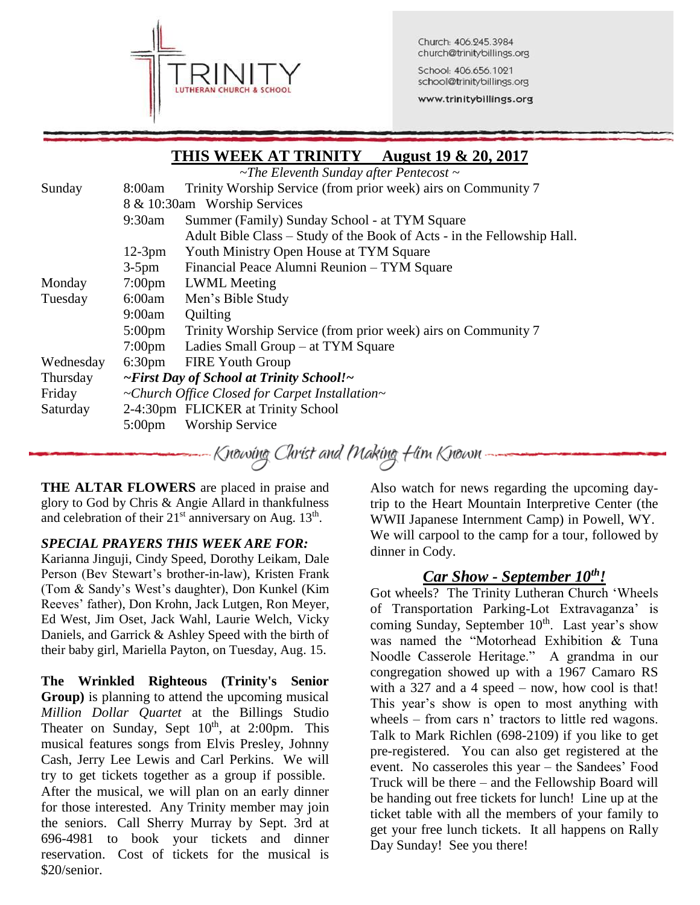TRINITY
LUTHERAN CHURCH & SCHOOL

Church: 406.245.3984
church@trinitybillings.org

School: 406.656.1021
school@trinitybillings.org

www.trinitybillings.org

## THIS WEEK AT TRINITY August 19 & 20, 2017

*~The Eleventh Sunday after Pentecost ~*

| | | |
|---|---|---|
| Sunday | 8:00am | Trinity Worship Service (from prior week) airs on Community 7 |
| | 8 & 10:30am | Worship Services |
| | 9:30am | Summer (Family) Sunday School - at TYM Square |
| | | Adult Bible Class – Study of the Book of Acts - in the Fellowship Hall. |
| | 12-3pm | Youth Ministry Open House at TYM Square |
| | 3-5pm | Financial Peace Alumni Reunion – TYM Square |
| Monday | 7:00pm | LWML Meeting |
| Tuesday | 6:00am | Men's Bible Study |
| | 9:00am | Quilting |
| | 5:00pm | Trinity Worship Service (from prior week) airs on Community 7 |
| | 7:00pm | Ladies Small Group – at TYM Square |
| Wednesday | 6:30pm | FIRE Youth Group |
| Thursday | ***~First Day of School at Trinity School!~*** | |
| Friday | *~Church Office Closed for Carpet Installation~* | |
| Saturday | 2-4:30pm | FLICKER at Trinity School |
| | 5:00pm | Worship Service |

*Knowing Christ and Making Him Known*

**THE ALTAR FLOWERS** are placed in praise and glory to God by Chris & Angie Allard in thankfulness and celebration of their 21st anniversary on Aug. 13th.

### *SPECIAL PRAYERS THIS WEEK ARE FOR:*

Karianna Jinguji, Cindy Speed, Dorothy Leikam, Dale Person (Bev Stewart's brother-in-law), Kristen Frank (Tom & Sandy's West's daughter), Don Kunkel (Kim Reeves' father), Don Krohn, Jack Lutgen, Ron Meyer, Ed West, Jim Oset, Jack Wahl, Laurie Welch, Vicky Daniels, and Garrick & Ashley Speed with the birth of their baby girl, Mariella Payton, on Tuesday, Aug. 15.

**The Wrinkled Righteous (Trinity's Senior Group)** is planning to attend the upcoming musical *Million Dollar Quartet* at the Billings Studio Theater on Sunday, Sept 10th, at 2:00pm. This musical features songs from Elvis Presley, Johnny Cash, Jerry Lee Lewis and Carl Perkins. We will try to get tickets together as a group if possible. After the musical, we will plan on an early dinner for those interested. Any Trinity member may join the seniors. Call Sherry Murray by Sept. 3rd at 696-4981 to book your tickets and dinner reservation. Cost of tickets for the musical is $20/senior.

Also watch for news regarding the upcoming day-trip to the Heart Mountain Interpretive Center (the WWII Japanese Internment Camp) in Powell, WY. We will carpool to the camp for a tour, followed by dinner in Cody.

### ***Car Show - September 10th!***

Got wheels? The Trinity Lutheran Church 'Wheels of Transportation Parking-Lot Extravaganza' is coming Sunday, September 10th. Last year's show was named the "Motorhead Exhibition & Tuna Noodle Casserole Heritage." A grandma in our congregation showed up with a 1967 Camaro RS with a 327 and a 4 speed – now, how cool is that! This year's show is open to most anything with wheels – from cars n' tractors to little red wagons. Talk to Mark Richlen (698-2109) if you like to get pre-registered. You can also get registered at the event. No casseroles this year – the Sandees' Food Truck will be there – and the Fellowship Board will be handing out free tickets for lunch! Line up at the ticket table with all the members of your family to get your free lunch tickets. It all happens on Rally Day Sunday! See you there!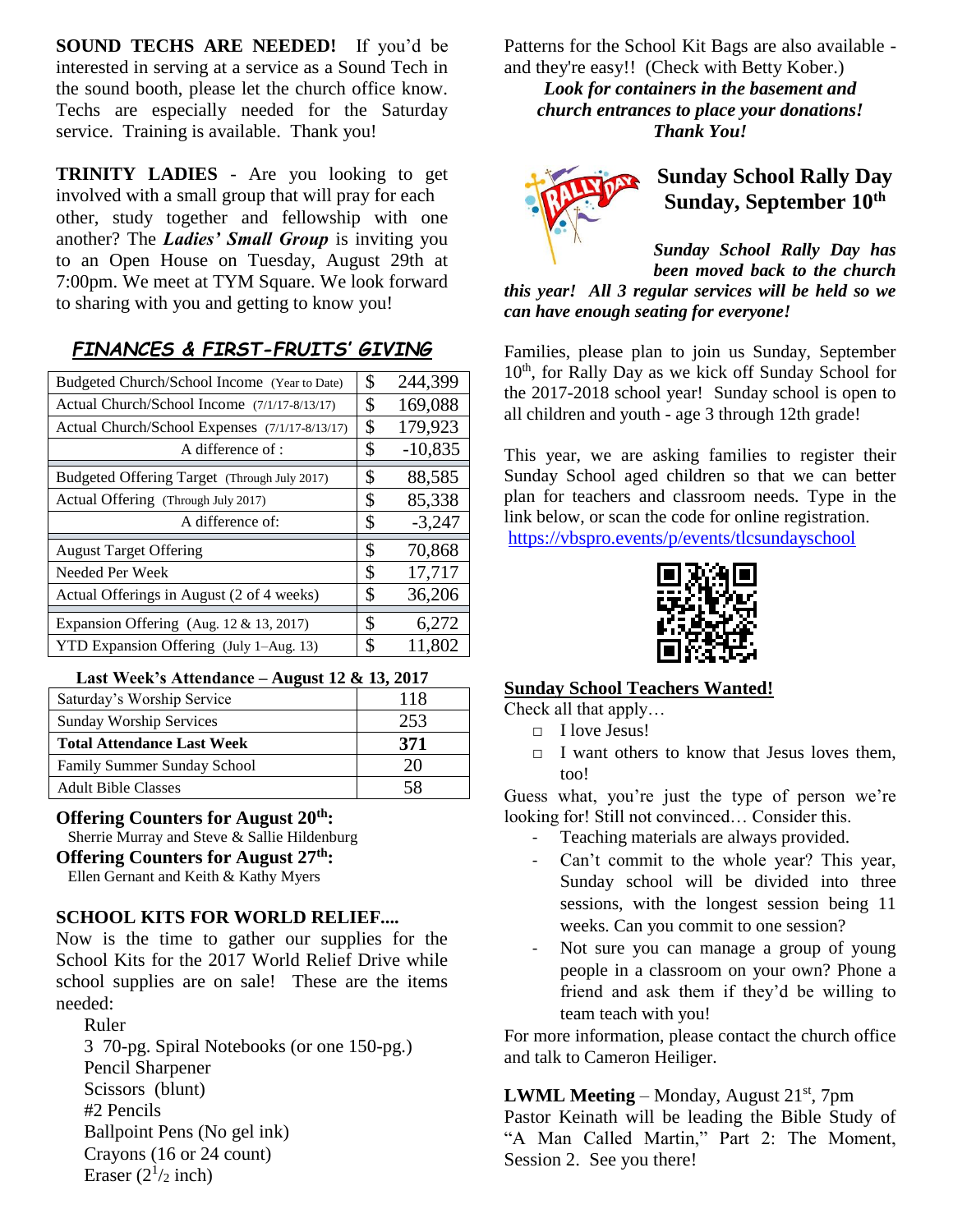**SOUND TECHS ARE NEEDED!** If you'd be interested in serving at a service as a Sound Tech in the sound booth, please let the church office know. Techs are especially needed for the Saturday service. Training is available. Thank you!

**TRINITY LADIES** - Are you looking to get involved with a small group that will pray for each other, study together and fellowship with one another? The ***Ladies' Small Group*** is inviting you to an Open House on Tuesday, August 29th at 7:00pm. We meet at TYM Square. We look forward to sharing with you and getting to know you!

## FINANCES & FIRST-FRUITS' GIVING

| | | |
|---|---|---|
| Budgeted Church/School Income (Year to Date) | $ | 244,399 |
| Actual Church/School Income (7/1/17-8/13/17) | $ | 169,088 |
| Actual Church/School Expenses (7/1/17-8/13/17) | $ | 179,923 |
| A difference of : | $ | -10,835 |
| Budgeted Offering Target (Through July 2017) | $ | 88,585 |
| Actual Offering (Through July 2017) | $ | 85,338 |
| A difference of: | $ | -3,247 |
| August Target Offering | $ | 70,868 |
| Needed Per Week | $ | 17,717 |
| Actual Offerings in August (2 of 4 weeks) | $ | 36,206 |
| Expansion Offering (Aug. 12 & 13, 2017) | $ | 6,272 |
| YTD Expansion Offering (July 1–Aug. 13) | $ | 11,802 |

**Last Week's Attendance – August 12 & 13, 2017**

| | |
|---|---|
| Saturday's Worship Service | 118 |
| Sunday Worship Services | 253 |
| **Total Attendance Last Week** | **371** |
| Family Summer Sunday School | 20 |
| Adult Bible Classes | 58 |

**Offering Counters for August 20th:**
Sherrie Murray and Steve & Sallie Hildenburg

**Offering Counters for August 27th:**
Ellen Gernant and Keith & Kathy Myers

**SCHOOL KITS FOR WORLD RELIEF....**

Now is the time to gather our supplies for the School Kits for the 2017 World Relief Drive while school supplies are on sale! These are the items needed:

Ruler
3 70-pg. Spiral Notebooks (or one 150-pg.)
Pencil Sharpener
Scissors (blunt)
#2 Pencils
Ballpoint Pens (No gel ink)
Crayons (16 or 24 count)
Eraser ($2^1/_2$ inch)

Patterns for the School Kit Bags are also available - and they're easy!! (Check with Betty Kober.)

***Look for containers in the basement and church entrances to place your donations! Thank You!***

## Sunday School Rally Day Sunday, September 10th

***Sunday School Rally Day has been moved back to the church this year! All 3 regular services will be held so we can have enough seating for everyone!***

Families, please plan to join us Sunday, September 10th, for Rally Day as we kick off Sunday School for the 2017-2018 school year! Sunday school is open to all children and youth - age 3 through 12th grade!

This year, we are asking families to register their Sunday School aged children so that we can better plan for teachers and classroom needs. Type in the link below, or scan the code for online registration.
https://vbspro.events/p/events/tlcsundayschool

**Sunday School Teachers Wanted!**

Check all that apply…

- □ I love Jesus!
- □ I want others to know that Jesus loves them, too!

Guess what, you're just the type of person we're looking for! Still not convinced… Consider this.

- Teaching materials are always provided.
- Can't commit to the whole year? This year, Sunday school will be divided into three sessions, with the longest session being 11 weeks. Can you commit to one session?
- Not sure you can manage a group of young people in a classroom on your own? Phone a friend and ask them if they'd be willing to team teach with you!

For more information, please contact the church office and talk to Cameron Heiliger.

**LWML Meeting** – Monday, August 21st, 7pm
Pastor Keinath will be leading the Bible Study of "A Man Called Martin," Part 2: The Moment, Session 2. See you there!